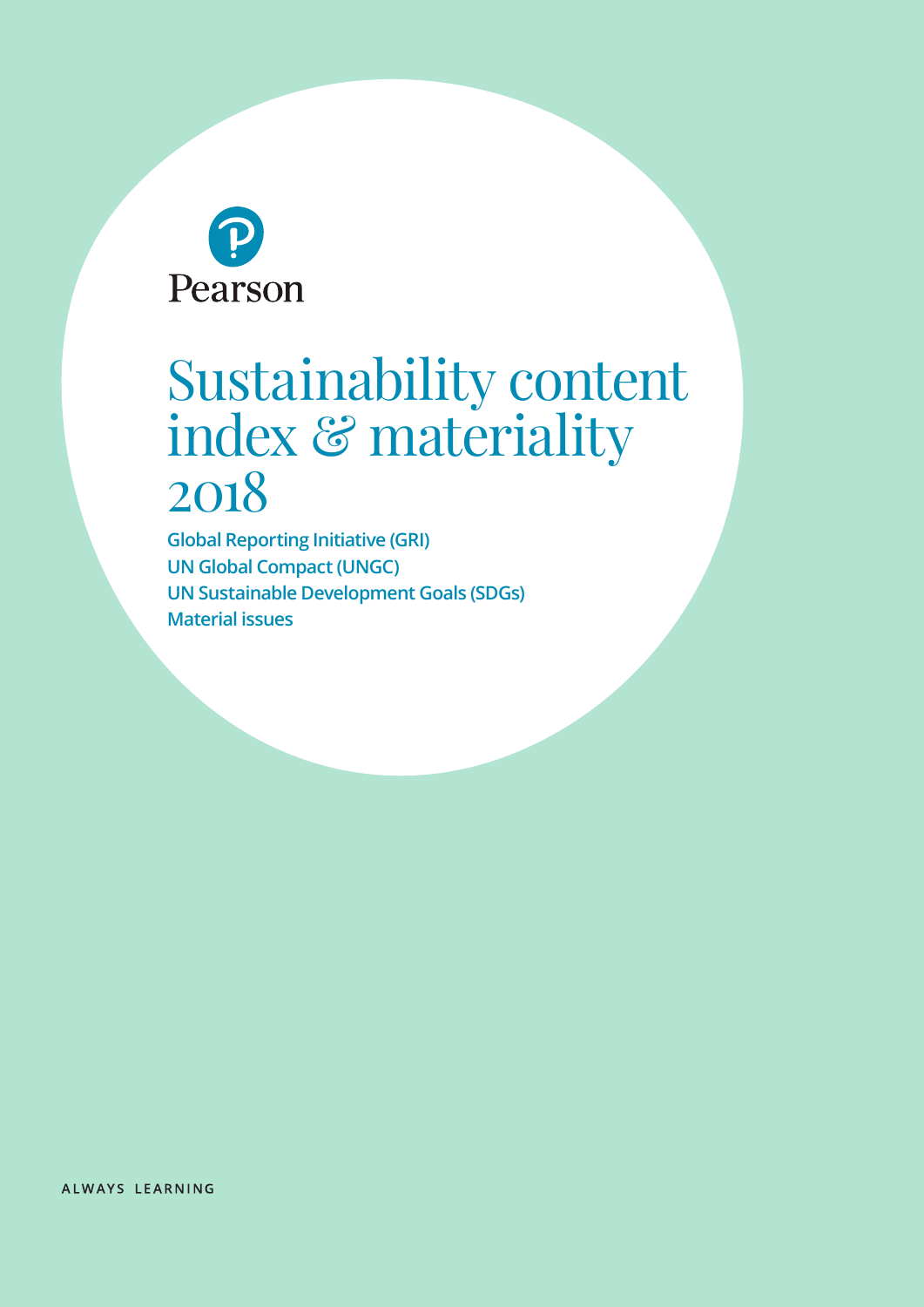Pearson

# Sustainability content index & materiality 2018

**Global Reporting Initiative (GRI)**
**UN Global Compact (UNGC)**
**UN Sustainable Development Goals (SDGs)**
**Material issues**

ALWAYS LEARNING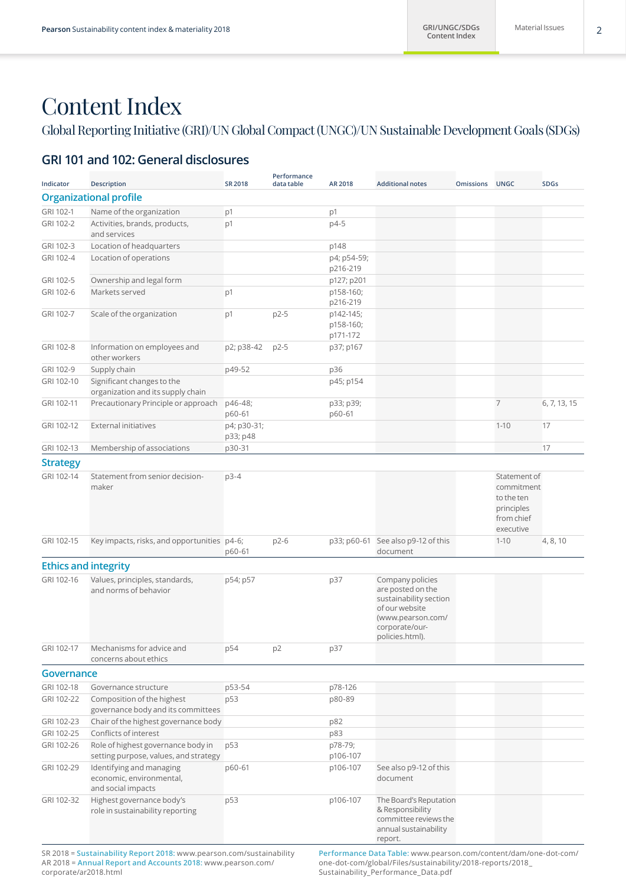# Content Index

Global Reporting Initiative (GRI)/UN Global Compact (UNGC)/UN Sustainable Development Goals (SDGs)

## GRI 101 and 102: General disclosures

| Indicator | Description | SR 2018 | Performance data table | AR 2018 | Additional notes | Omissions | UNGC | SDGs |
|---|---|---|---|---|---|---|---|---|
| **Organizational profile** | | | | | | | | |
| GRI 102-1 | Name of the organization | p1 | | p1 | | | | |
| GRI 102-2 | Activities, brands, products, and services | p1 | | p4-5 | | | | |
| GRI 102-3 | Location of headquarters | | | p148 | | | | |
| GRI 102-4 | Location of operations | | | p4; p54-59; p216-219 | | | | |
| GRI 102-5 | Ownership and legal form | | | p127; p201 | | | | |
| GRI 102-6 | Markets served | p1 | | p158-160; p216-219 | | | | |
| GRI 102-7 | Scale of the organization | p1 | p2-5 | p142-145; p158-160; p171-172 | | | | |
| GRI 102-8 | Information on employees and other workers | p2; p38-42 | p2-5 | p37; p167 | | | | |
| GRI 102-9 | Supply chain | p49-52 | | p36 | | | | |
| GRI 102-10 | Significant changes to the organization and its supply chain | | | p45; p154 | | | | |
| GRI 102-11 | Precautionary Principle or approach | p46-48; p60-61 | | p33; p39; p60-61 | | | 7 | 6, 7, 13, 15 |
| GRI 102-12 | External initiatives | p4; p30-31; p33; p48 | | | | | 1-10 | 17 |
| GRI 102-13 | Membership of associations | p30-31 | | | | | | 17 |
| **Strategy** | | | | | | | | |
| GRI 102-14 | Statement from senior decision-maker | p3-4 | | | | | Statement of commitment to the ten principles from chief executive | |
| GRI 102-15 | Key impacts, risks, and opportunities | p4-6; p60-61 | p2-6 | p33; p60-61 | See also p9-12 of this document | | 1-10 | 4, 8, 10 |
| **Ethics and integrity** | | | | | | | | |
| GRI 102-16 | Values, principles, standards, and norms of behavior | p54; p57 | | p37 | Company policies are posted on the sustainability section of our website (www.pearson.com/corporate/our-policies.html). | | | |
| GRI 102-17 | Mechanisms for advice and concerns about ethics | p54 | p2 | p37 | | | | |
| **Governance** | | | | | | | | |
| GRI 102-18 | Governance structure | p53-54 | | p78-126 | | | | |
| GRI 102-22 | Composition of the highest governance body and its committees | p53 | | p80-89 | | | | |
| GRI 102-23 | Chair of the highest governance body | | | p82 | | | | |
| GRI 102-25 | Conflicts of interest | | | p83 | | | | |
| GRI 102-26 | Role of highest governance body in setting purpose, values, and strategy | p53 | | p78-79; p106-107 | | | | |
| GRI 102-29 | Identifying and managing economic, environmental, and social impacts | p60-61 | | p106-107 | See also p9-12 of this document | | | |
| GRI 102-32 | Highest governance body's role in sustainability reporting | p53 | | p106-107 | The Board's Reputation & Responsibility committee reviews the annual sustainability report. | | | |

SR 2018 = **Sustainability Report 2018:** www.pearson.com/sustainability
AR 2018 = **Annual Report and Accounts 2018:** www.pearson.com/corporate/ar2018.html

**Performance Data Table:** www.pearson.com/content/dam/one-dot-com/one-dot-com/global/Files/sustainability/2018-reports/2018_Sustainability_Performance_Data.pdf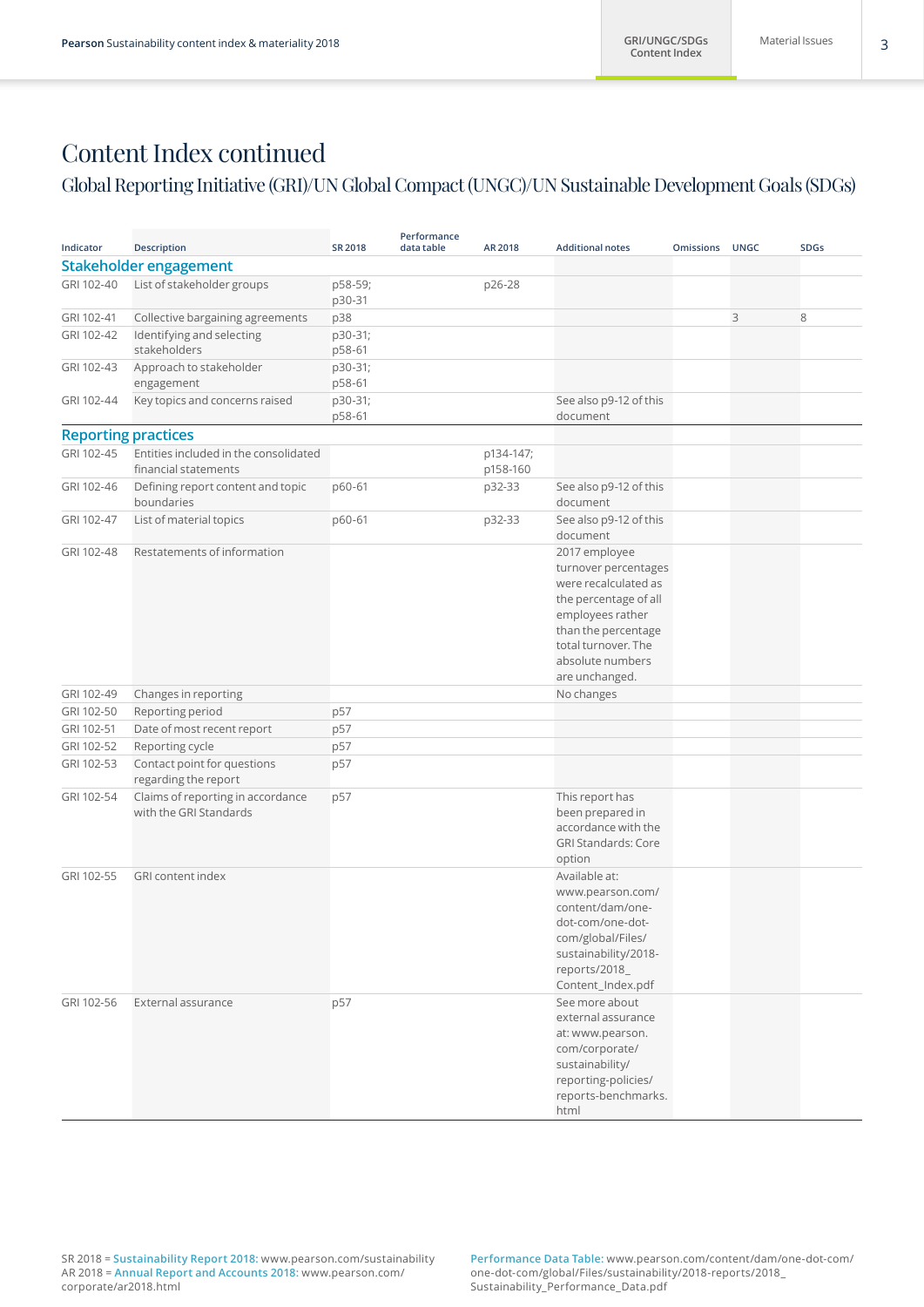# Content Index continued

## Global Reporting Initiative (GRI)/UN Global Compact (UNGC)/UN Sustainable Development Goals (SDGs)

| Indicator | Description | SR 2018 | Performance data table | AR 2018 | Additional notes | Omissions | UNGC | SDGs |
|---|---|---|---|---|---|---|---|---|
| **Stakeholder engagement** | | | | | | | | |
| GRI 102-40 | List of stakeholder groups | p58-59; p30-31 | | p26-28 | | | | |
| GRI 102-41 | Collective bargaining agreements | p38 | | | | | 3 | 8 |
| GRI 102-42 | Identifying and selecting stakeholders | p30-31; p58-61 | | | | | | |
| GRI 102-43 | Approach to stakeholder engagement | p30-31; p58-61 | | | | | | |
| GRI 102-44 | Key topics and concerns raised | p30-31; p58-61 | | | See also p9-12 of this document | | | |
| **Reporting practices** | | | | | | | | |
| GRI 102-45 | Entities included in the consolidated financial statements | | | p134-147; p158-160 | | | | |
| GRI 102-46 | Defining report content and topic boundaries | p60-61 | | p32-33 | See also p9-12 of this document | | | |
| GRI 102-47 | List of material topics | p60-61 | | p32-33 | See also p9-12 of this document | | | |
| GRI 102-48 | Restatements of information | | | | 2017 employee turnover percentages were recalculated as the percentage of all employees rather than the percentage total turnover. The absolute numbers are unchanged. | | | |
| GRI 102-49 | Changes in reporting | | | | No changes | | | |
| GRI 102-50 | Reporting period | p57 | | | | | | |
| GRI 102-51 | Date of most recent report | p57 | | | | | | |
| GRI 102-52 | Reporting cycle | p57 | | | | | | |
| GRI 102-53 | Contact point for questions regarding the report | p57 | | | | | | |
| GRI 102-54 | Claims of reporting in accordance with the GRI Standards | p57 | | | This report has been prepared in accordance with the GRI Standards: Core option | | | |
| GRI 102-55 | GRI content index | | | | Available at: www.pearson.com/content/dam/one-dot-com/one-dot-com/global/Files/sustainability/2018-reports/2018_Content_Index.pdf | | | |
| GRI 102-56 | External assurance | p57 | | | See more about external assurance at: www.pearson.com/corporate/sustainability/reporting-policies/reports-benchmarks.html | | | |

SR 2018 = **Sustainability Report 2018:** www.pearson.com/sustainability
AR 2018 = **Annual Report and Accounts 2018:** www.pearson.com/corporate/ar2018.html

**Performance Data Table:** www.pearson.com/content/dam/one-dot-com/one-dot-com/global/Files/sustainability/2018-reports/2018_Sustainability_Performance_Data.pdf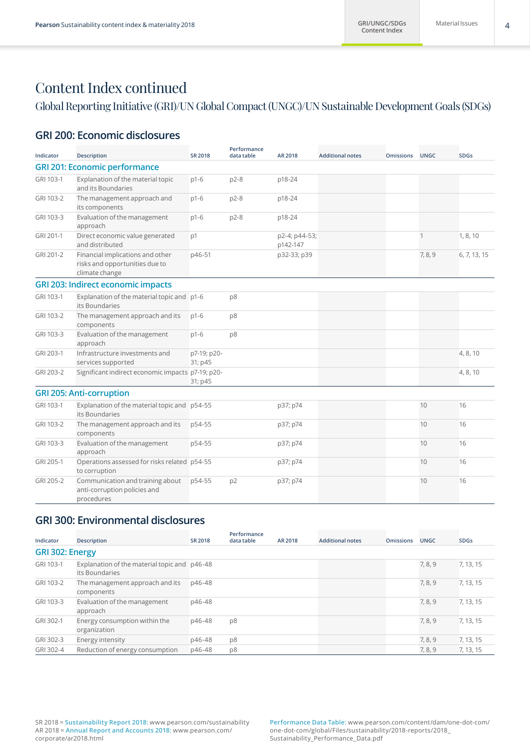# Content Index continued

## Global Reporting Initiative (GRI)/UN Global Compact (UNGC)/UN Sustainable Development Goals (SDGs)

### GRI 200: Economic disclosures

| Indicator | Description | SR 2018 | Performance data table | AR 2018 | Additional notes | Omissions | UNGC | SDGs |
|---|---|---|---|---|---|---|---|---|
| **GRI 201: Economic performance** | | | | | | | | |
| GRI 103-1 | Explanation of the material topic and its Boundaries | p1-6 | p2-8 | p18-24 | | | | |
| GRI 103-2 | The management approach and its components | p1-6 | p2-8 | p18-24 | | | | |
| GRI 103-3 | Evaluation of the management approach | p1-6 | p2-8 | p18-24 | | | | |
| GRI 201-1 | Direct economic value generated and distributed | p1 | | p2-4; p44-53; p142-147 | | | 1 | 1, 8, 10 |
| GRI 201-2 | Financial implications and other risks and opportunities due to climate change | p46-51 | | p32-33; p39 | | | 7, 8, 9 | 6, 7, 13, 15 |
| **GRI 203: Indirect economic impacts** | | | | | | | | |
| GRI 103-1 | Explanation of the material topic and its Boundaries | p1-6 | p8 | | | | | |
| GRI 103-2 | The management approach and its components | p1-6 | p8 | | | | | |
| GRI 103-3 | Evaluation of the management approach | p1-6 | p8 | | | | | |
| GRI 203-1 | Infrastructure investments and services supported | p7-19; p20-31; p45 | | | | | | 4, 8, 10 |
| GRI 203-2 | Significant indirect economic impacts | p7-19; p20-31; p45 | | | | | | 4, 8, 10 |
| **GRI 205: Anti-corruption** | | | | | | | | |
| GRI 103-1 | Explanation of the material topic and its Boundaries | p54-55 | | p37; p74 | | | 10 | 16 |
| GRI 103-2 | The management approach and its components | p54-55 | | p37; p74 | | | 10 | 16 |
| GRI 103-3 | Evaluation of the management approach | p54-55 | | p37; p74 | | | 10 | 16 |
| GRI 205-1 | Operations assessed for risks related to corruption | p54-55 | | p37; p74 | | | 10 | 16 |
| GRI 205-2 | Communication and training about anti-corruption policies and procedures | p54-55 | p2 | p37; p74 | | | 10 | 16 |

### GRI 300: Environmental disclosures

| Indicator | Description | SR 2018 | Performance data table | AR 2018 | Additional notes | Omissions | UNGC | SDGs |
|---|---|---|---|---|---|---|---|---|
| **GRI 302: Energy** | | | | | | | | |
| GRI 103-1 | Explanation of the material topic and its Boundaries | p46-48 | | | | | 7, 8, 9 | 7, 13, 15 |
| GRI 103-2 | The management approach and its components | p46-48 | | | | | 7, 8, 9 | 7, 13, 15 |
| GRI 103-3 | Evaluation of the management approach | p46-48 | | | | | 7, 8, 9 | 7, 13, 15 |
| GRI 302-1 | Energy consumption within the organization | p46-48 | p8 | | | | 7, 8, 9 | 7, 13, 15 |
| GRI 302-3 | Energy intensity | p46-48 | p8 | | | | 7, 8, 9 | 7, 13, 15 |
| GRI 302-4 | Reduction of energy consumption | p46-48 | p8 | | | | 7, 8, 9 | 7, 13, 15 |

SR 2018 = **Sustainability Report 2018:** www.pearson.com/sustainability
AR 2018 = **Annual Report and Accounts 2018:** www.pearson.com/corporate/ar2018.html

**Performance Data Table:** www.pearson.com/content/dam/one-dot-com/one-dot-com/global/Files/sustainability/2018-reports/2018_Sustainability_Performance_Data.pdf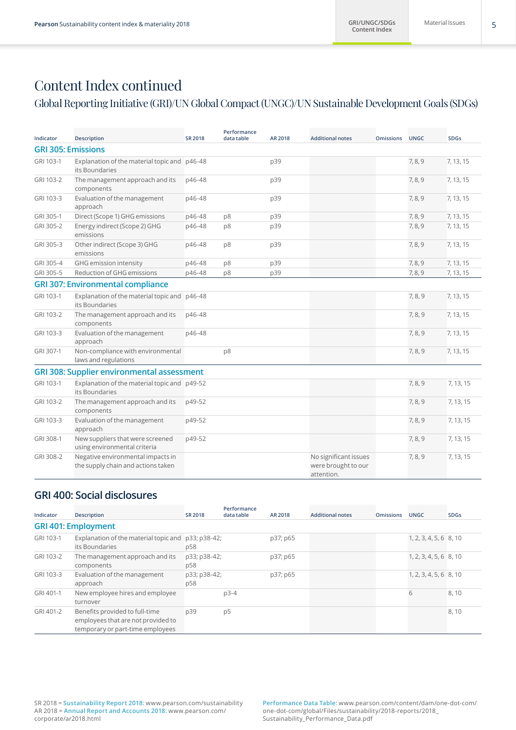# Content Index continued

## Global Reporting Initiative (GRI)/UN Global Compact (UNGC)/UN Sustainable Development Goals (SDGs)

| Indicator | Description | SR 2018 | Performance data table | AR 2018 | Additional notes | Omissions | UNGC | SDGs |
|---|---|---|---|---|---|---|---|---|
| **GRI 305: Emissions** | | | | | | | | |
| GRI 103-1 | Explanation of the material topic and its Boundaries | p46-48 | | p39 | | | 7, 8, 9 | 7, 13, 15 |
| GRI 103-2 | The management approach and its components | p46-48 | | p39 | | | 7, 8, 9 | 7, 13, 15 |
| GRI 103-3 | Evaluation of the management approach | p46-48 | | p39 | | | 7, 8, 9 | 7, 13, 15 |
| GRI 305-1 | Direct (Scope 1) GHG emissions | p46-48 | p8 | p39 | | | 7, 8, 9 | 7, 13, 15 |
| GRI 305-2 | Energy indirect (Scope 2) GHG emissions | p46-48 | p8 | p39 | | | 7, 8, 9 | 7, 13, 15 |
| GRI 305-3 | Other indirect (Scope 3) GHG emissions | p46-48 | p8 | p39 | | | 7, 8, 9 | 7, 13, 15 |
| GRI 305-4 | GHG emission intensity | p46-48 | p8 | p39 | | | 7, 8, 9 | 7, 13, 15 |
| GRI 305-5 | Reduction of GHG emissions | p46-48 | p8 | p39 | | | 7, 8, 9 | 7, 13, 15 |
| **GRI 307: Environmental compliance** | | | | | | | | |
| GRI 103-1 | Explanation of the material topic and its Boundaries | p46-48 | | | | | 7, 8, 9 | 7, 13, 15 |
| GRI 103-2 | The management approach and its components | p46-48 | | | | | 7, 8, 9 | 7, 13, 15 |
| GRI 103-3 | Evaluation of the management approach | p46-48 | | | | | 7, 8, 9 | 7, 13, 15 |
| GRI 307-1 | Non-compliance with environmental laws and regulations | | p8 | | | | 7, 8, 9 | 7, 13, 15 |
| **GRI 308: Supplier environmental assessment** | | | | | | | | |
| GRI 103-1 | Explanation of the material topic and its Boundaries | p49-52 | | | | | 7, 8, 9 | 7, 13, 15 |
| GRI 103-2 | The management approach and its components | p49-52 | | | | | 7, 8, 9 | 7, 13, 15 |
| GRI 103-3 | Evaluation of the management approach | p49-52 | | | | | 7, 8, 9 | 7, 13, 15 |
| GRI 308-1 | New suppliers that were screened using environmental criteria | p49-52 | | | | | 7, 8, 9 | 7, 13, 15 |
| GRI 308-2 | Negative environmental impacts in the supply chain and actions taken | | | | No significant issues were brought to our attention. | | 7, 8, 9 | 7, 13, 15 |

## GRI 400: Social disclosures

| Indicator | Description | SR 2018 | Performance data table | AR 2018 | Additional notes | Omissions | UNGC | SDGs |
|---|---|---|---|---|---|---|---|---|
| **GRI 401: Employment** | | | | | | | | |
| GRI 103-1 | Explanation of the material topic and its Boundaries | p33; p38-42; p58 | | p37; p65 | | | 1, 2, 3, 4, 5, 6 | 8, 10 |
| GRI 103-2 | The management approach and its components | p33; p38-42; p58 | | p37; p65 | | | 1, 2, 3, 4, 5, 6 | 8, 10 |
| GRI 103-3 | Evaluation of the management approach | p33; p38-42; p58 | | p37; p65 | | | 1, 2, 3, 4, 5, 6 | 8, 10 |
| GRI 401-1 | New employee hires and employee turnover | | p3-4 | | | | 6 | 8, 10 |
| GRI 401-2 | Benefits provided to full-time employees that are not provided to temporary or part-time employees | p39 | p5 | | | | | 8, 10 |

SR 2018 = **Sustainability Report 2018:** www.pearson.com/sustainability
AR 2018 = **Annual Report and Accounts 2018:** www.pearson.com/corporate/ar2018.html

**Performance Data Table:** www.pearson.com/content/dam/one-dot-com/one-dot-com/global/Files/sustainability/2018-reports/2018_Sustainability_Performance_Data.pdf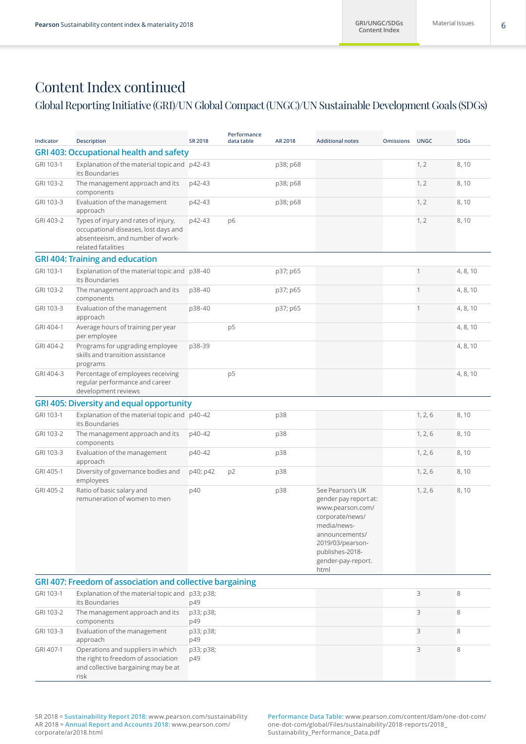# Content Index continued

## Global Reporting Initiative (GRI)/UN Global Compact (UNGC)/UN Sustainable Development Goals (SDGs)

| Indicator | Description | SR 2018 | Performance data table | AR 2018 | Additional notes | Omissions | UNGC | SDGs |
|---|---|---|---|---|---|---|---|---|
| **GRI 403: Occupational health and safety** | | | | | | | | |
| GRI 103-1 | Explanation of the material topic and its Boundaries | p42-43 | | p38; p68 | | | 1, 2 | 8, 10 |
| GRI 103-2 | The management approach and its components | p42-43 | | p38; p68 | | | 1, 2 | 8, 10 |
| GRI 103-3 | Evaluation of the management approach | p42-43 | | p38; p68 | | | 1, 2 | 8, 10 |
| GRI 403-2 | Types of injury and rates of injury, occupational diseases, lost days and absenteeism, and number of work-related fatalities | p42-43 | p6 | | | | 1, 2 | 8, 10 |
| **GRI 404: Training and education** | | | | | | | | |
| GRI 103-1 | Explanation of the material topic and its Boundaries | p38-40 | | p37; p65 | | | 1 | 4, 8, 10 |
| GRI 103-2 | The management approach and its components | p38-40 | | p37; p65 | | | 1 | 4, 8, 10 |
| GRI 103-3 | Evaluation of the management approach | p38-40 | | p37; p65 | | | 1 | 4, 8, 10 |
| GRI 404-1 | Average hours of training per year per employee | | p5 | | | | | 4, 8, 10 |
| GRI 404-2 | Programs for upgrading employee skills and transition assistance programs | p38-39 | | | | | | 4, 8, 10 |
| GRI 404-3 | Percentage of employees receiving regular performance and career development reviews | | p5 | | | | | 4, 8, 10 |
| **GRI 405: Diversity and equal opportunity** | | | | | | | | |
| GRI 103-1 | Explanation of the material topic and its Boundaries | p40-42 | | p38 | | | 1, 2, 6 | 8, 10 |
| GRI 103-2 | The management approach and its components | p40-42 | | p38 | | | 1, 2, 6 | 8, 10 |
| GRI 103-3 | Evaluation of the management approach | p40-42 | | p38 | | | 1, 2, 6 | 8, 10 |
| GRI 405-1 | Diversity of governance bodies and employees | p40; p42 | p2 | p38 | | | 1, 2, 6 | 8, 10 |
| GRI 405-2 | Ratio of basic salary and remuneration of women to men | p40 | | p38 | See Pearson's UK gender pay report at: www.pearson.com/corporate/news/media/news-announcements/2019/03/pearson-publishes-2018-gender-pay-report.html | | 1, 2, 6 | 8, 10 |
| **GRI 407: Freedom of association and collective bargaining** | | | | | | | | |
| GRI 103-1 | Explanation of the material topic and its Boundaries | p33; p38; p49 | | | | | 3 | 8 |
| GRI 103-2 | The management approach and its components | p33; p38; p49 | | | | | 3 | 8 |
| GRI 103-3 | Evaluation of the management approach | p33; p38; p49 | | | | | 3 | 8 |
| GRI 407-1 | Operations and suppliers in which the right to freedom of association and collective bargaining may be at risk | p33; p38; p49 | | | | | 3 | 8 |

SR 2018 = **Sustainability Report 2018:** www.pearson.com/sustainability
AR 2018 = **Annual Report and Accounts 2018:** www.pearson.com/corporate/ar2018.html

**Performance Data Table:** www.pearson.com/content/dam/one-dot-com/one-dot-com/global/Files/sustainability/2018-reports/2018_Sustainability_Performance_Data.pdf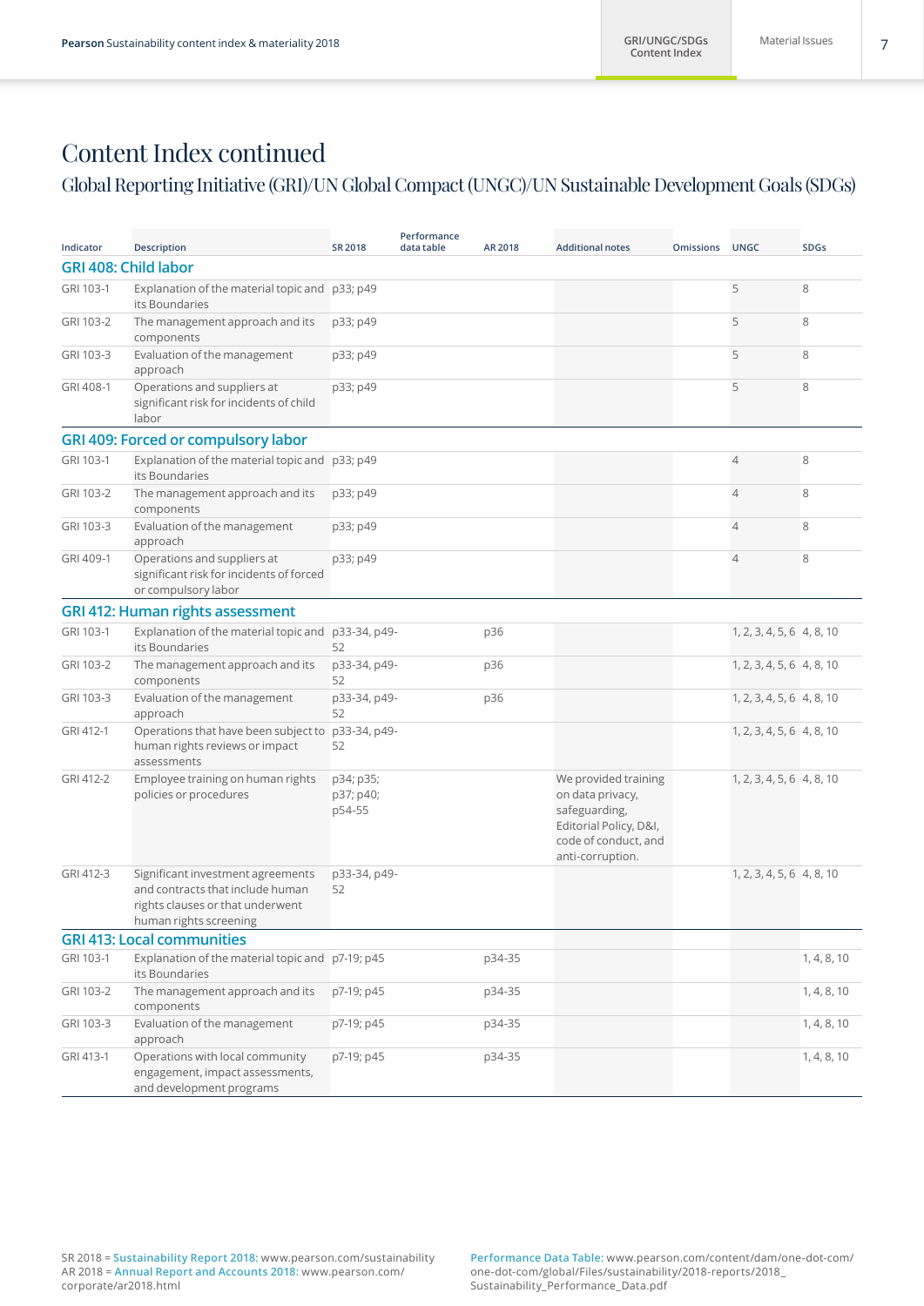# Content Index continued

## Global Reporting Initiative (GRI)/UN Global Compact (UNGC)/UN Sustainable Development Goals (SDGs)

| Indicator | Description | SR 2018 | Performance data table | AR 2018 | Additional notes | Omissions | UNGC | SDGs |
|---|---|---|---|---|---|---|---|---|
| **GRI 408: Child labor** | | | | | | | | |
| GRI 103-1 | Explanation of the material topic and its Boundaries | p33; p49 | | | | | 5 | 8 |
| GRI 103-2 | The management approach and its components | p33; p49 | | | | | 5 | 8 |
| GRI 103-3 | Evaluation of the management approach | p33; p49 | | | | | 5 | 8 |
| GRI 408-1 | Operations and suppliers at significant risk for incidents of child labor | p33; p49 | | | | | 5 | 8 |
| **GRI 409: Forced or compulsory labor** | | | | | | | | |
| GRI 103-1 | Explanation of the material topic and its Boundaries | p33; p49 | | | | | 4 | 8 |
| GRI 103-2 | The management approach and its components | p33; p49 | | | | | 4 | 8 |
| GRI 103-3 | Evaluation of the management approach | p33; p49 | | | | | 4 | 8 |
| GRI 409-1 | Operations and suppliers at significant risk for incidents of forced or compulsory labor | p33; p49 | | | | | 4 | 8 |
| **GRI 412: Human rights assessment** | | | | | | | | |
| GRI 103-1 | Explanation of the material topic and its Boundaries | p33-34, p49-52 | | p36 | | | 1, 2, 3, 4, 5, 6 | 4, 8, 10 |
| GRI 103-2 | The management approach and its components | p33-34, p49-52 | | p36 | | | 1, 2, 3, 4, 5, 6 | 4, 8, 10 |
| GRI 103-3 | Evaluation of the management approach | p33-34, p49-52 | | p36 | | | 1, 2, 3, 4, 5, 6 | 4, 8, 10 |
| GRI 412-1 | Operations that have been subject to human rights reviews or impact assessments | p33-34, p49-52 | | | | | 1, 2, 3, 4, 5, 6 | 4, 8, 10 |
| GRI 412-2 | Employee training on human rights policies or procedures | p34; p35; p37; p40; p54-55 | | | We provided training on data privacy, safeguarding, Editorial Policy, D&I, code of conduct, and anti-corruption. | | 1, 2, 3, 4, 5, 6 | 4, 8, 10 |
| GRI 412-3 | Significant investment agreements and contracts that include human rights clauses or that underwent human rights screening | p33-34, p49-52 | | | | | 1, 2, 3, 4, 5, 6 | 4, 8, 10 |
| **GRI 413: Local communities** | | | | | | | | |
| GRI 103-1 | Explanation of the material topic and its Boundaries | p7-19; p45 | | p34-35 | | | | 1, 4, 8, 10 |
| GRI 103-2 | The management approach and its components | p7-19; p45 | | p34-35 | | | | 1, 4, 8, 10 |
| GRI 103-3 | Evaluation of the management approach | p7-19; p45 | | p34-35 | | | | 1, 4, 8, 10 |
| GRI 413-1 | Operations with local community engagement, impact assessments, and development programs | p7-19; p45 | | p34-35 | | | | 1, 4, 8, 10 |

SR 2018 = **Sustainability Report 2018:** www.pearson.com/sustainability
AR 2018 = **Annual Report and Accounts 2018:** www.pearson.com/corporate/ar2018.html

**Performance Data Table:** www.pearson.com/content/dam/one-dot-com/one-dot-com/global/Files/sustainability/2018-reports/2018_Sustainability_Performance_Data.pdf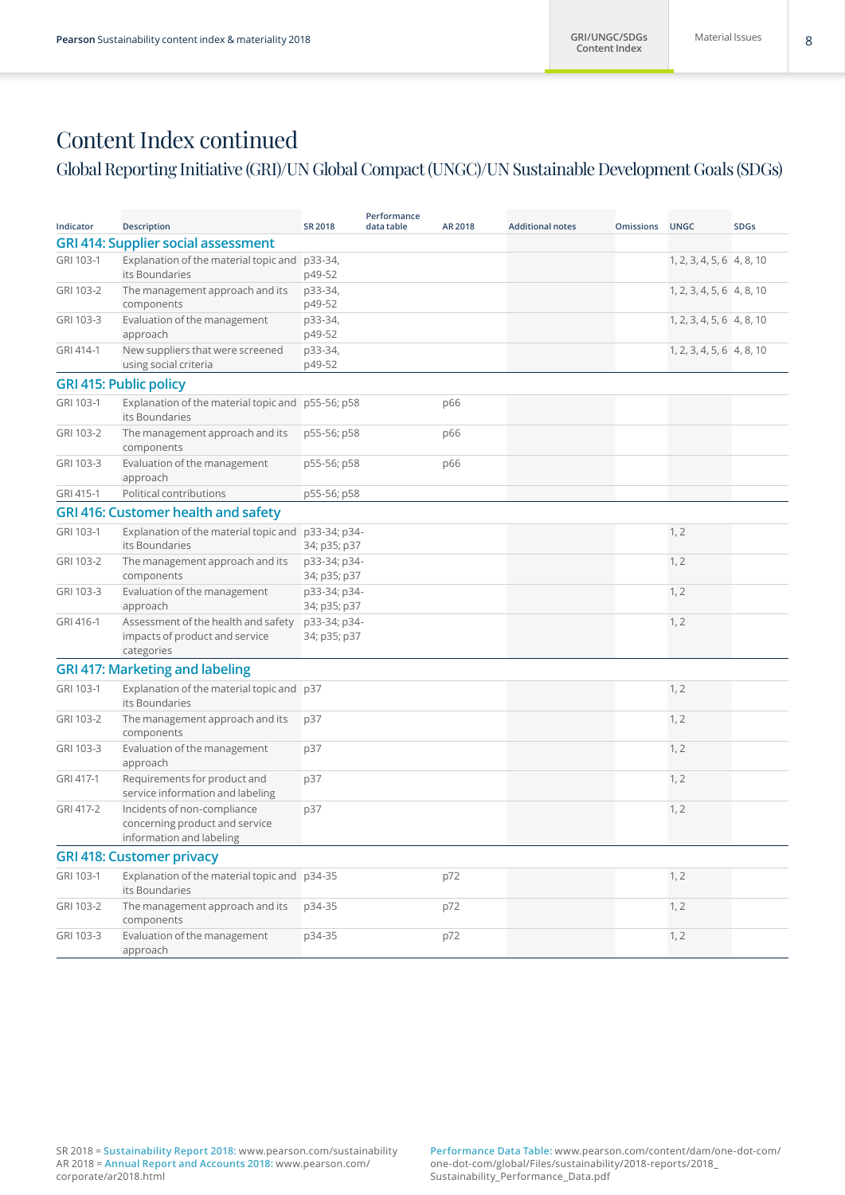# Content Index continued

## Global Reporting Initiative (GRI)/UN Global Compact (UNGC)/UN Sustainable Development Goals (SDGs)

| Indicator | Description | SR 2018 | Performance data table | AR 2018 | Additional notes | Omissions | UNGC | SDGs |
|---|---|---|---|---|---|---|---|---|
| **GRI 414: Supplier social assessment** | | | | | | | | |
| GRI 103-1 | Explanation of the material topic and its Boundaries | p33-34, p49-52 | | | | | 1, 2, 3, 4, 5, 6 | 4, 8, 10 |
| GRI 103-2 | The management approach and its components | p33-34, p49-52 | | | | | 1, 2, 3, 4, 5, 6 | 4, 8, 10 |
| GRI 103-3 | Evaluation of the management approach | p33-34, p49-52 | | | | | 1, 2, 3, 4, 5, 6 | 4, 8, 10 |
| GRI 414-1 | New suppliers that were screened using social criteria | p33-34, p49-52 | | | | | 1, 2, 3, 4, 5, 6 | 4, 8, 10 |
| **GRI 415: Public policy** | | | | | | | | |
| GRI 103-1 | Explanation of the material topic and its Boundaries | p55-56; p58 | | p66 | | | | |
| GRI 103-2 | The management approach and its components | p55-56; p58 | | p66 | | | | |
| GRI 103-3 | Evaluation of the management approach | p55-56; p58 | | p66 | | | | |
| GRI 415-1 | Political contributions | p55-56; p58 | | | | | | |
| **GRI 416: Customer health and safety** | | | | | | | | |
| GRI 103-1 | Explanation of the material topic and its Boundaries | p33-34; p34-34; p35; p37 | | | | | 1, 2 | |
| GRI 103-2 | The management approach and its components | p33-34; p34-34; p35; p37 | | | | | 1, 2 | |
| GRI 103-3 | Evaluation of the management approach | p33-34; p34-34; p35; p37 | | | | | 1, 2 | |
| GRI 416-1 | Assessment of the health and safety impacts of product and service categories | p33-34; p34-34; p35; p37 | | | | | 1, 2 | |
| **GRI 417: Marketing and labeling** | | | | | | | | |
| GRI 103-1 | Explanation of the material topic and its Boundaries | p37 | | | | | 1, 2 | |
| GRI 103-2 | The management approach and its components | p37 | | | | | 1, 2 | |
| GRI 103-3 | Evaluation of the management approach | p37 | | | | | 1, 2 | |
| GRI 417-1 | Requirements for product and service information and labeling | p37 | | | | | 1, 2 | |
| GRI 417-2 | Incidents of non-compliance concerning product and service information and labeling | p37 | | | | | 1, 2 | |
| **GRI 418: Customer privacy** | | | | | | | | |
| GRI 103-1 | Explanation of the material topic and its Boundaries | p34-35 | | p72 | | | 1, 2 | |
| GRI 103-2 | The management approach and its components | p34-35 | | p72 | | | 1, 2 | |
| GRI 103-3 | Evaluation of the management approach | p34-35 | | p72 | | | 1, 2 | |

SR 2018 = **Sustainability Report 2018:** www.pearson.com/sustainability
AR 2018 = **Annual Report and Accounts 2018:** www.pearson.com/corporate/ar2018.html

**Performance Data Table:** www.pearson.com/content/dam/one-dot-com/one-dot-com/global/Files/sustainability/2018-reports/2018_Sustainability_Performance_Data.pdf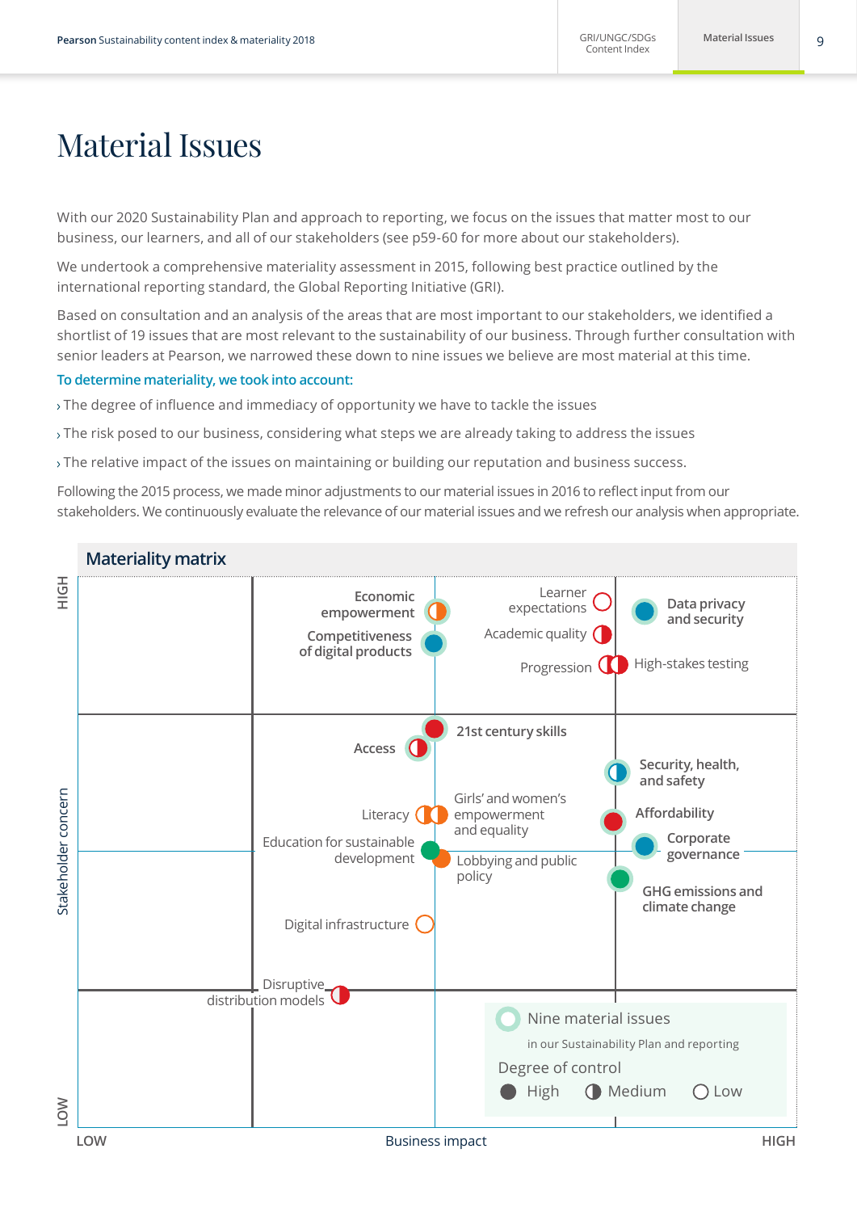# Material Issues

With our 2020 Sustainability Plan and approach to reporting, we focus on the issues that matter most to our business, our learners, and all of our stakeholders (see p59-60 for more about our stakeholders).

We undertook a comprehensive materiality assessment in 2015, following best practice outlined by the international reporting standard, the Global Reporting Initiative (GRI).

Based on consultation and an analysis of the areas that are most important to our stakeholders, we identified a shortlist of 19 issues that are most relevant to the sustainability of our business. Through further consultation with senior leaders at Pearson, we narrowed these down to nine issues we believe are most material at this time.

**To determine materiality, we took into account:**

› The degree of influence and immediacy of opportunity we have to tackle the issues

› The risk posed to our business, considering what steps we are already taking to address the issues

› The relative impact of the issues on maintaining or building our reputation and business success.

Following the 2015 process, we made minor adjustments to our material issues in 2016 to reflect input from our stakeholders. We continuously evaluate the relevance of our material issues and we refresh our analysis when appropriate.

## Materiality matrix

Stakeholder concern (LOW – HIGH) vs Business impact (LOW – HIGH)

- Economic empowerment
- Competitiveness of digital products
- Learner expectations
- Academic quality
- Data privacy and security
- Progression
- High-stakes testing
- 21st century skills
- Access
- Security, health, and safety
- Literacy
- Girls' and women's empowerment and equality
- Affordability
- Education for sustainable development
- Lobbying and public policy
- Corporate governance
- GHG emissions and climate change
- Digital infrastructure
- Disruptive distribution models

Nine material issues in our Sustainability Plan and reporting

Degree of control: High / Medium / Low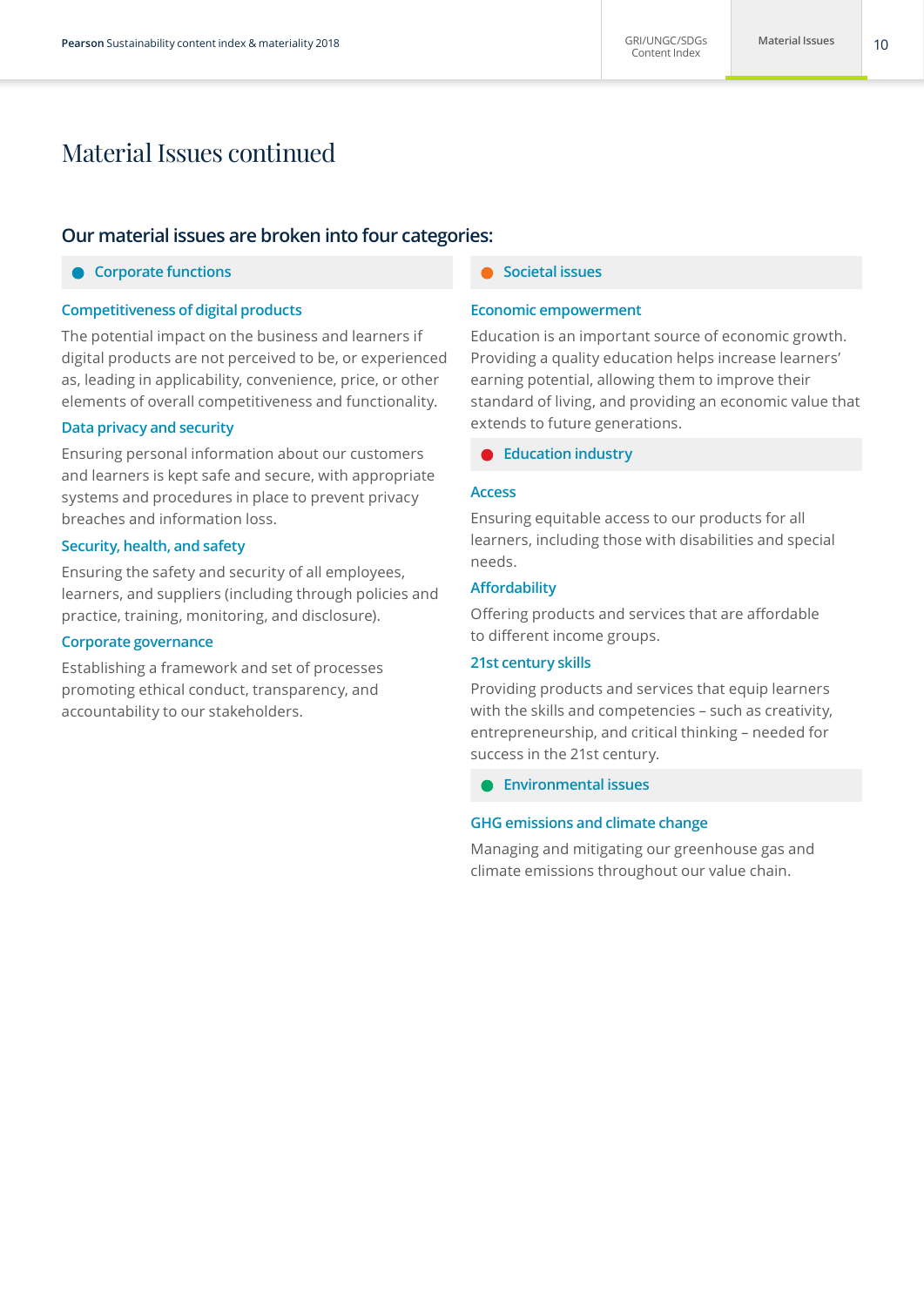# Material Issues continued

## Our material issues are broken into four categories:

### Corporate functions

#### Competitiveness of digital products

The potential impact on the business and learners if digital products are not perceived to be, or experienced as, leading in applicability, convenience, price, or other elements of overall competitiveness and functionality.

#### Data privacy and security

Ensuring personal information about our customers and learners is kept safe and secure, with appropriate systems and procedures in place to prevent privacy breaches and information loss.

#### Security, health, and safety

Ensuring the safety and security of all employees, learners, and suppliers (including through policies and practice, training, monitoring, and disclosure).

#### Corporate governance

Establishing a framework and set of processes promoting ethical conduct, transparency, and accountability to our stakeholders.

### Societal issues

#### Economic empowerment

Education is an important source of economic growth. Providing a quality education helps increase learners' earning potential, allowing them to improve their standard of living, and providing an economic value that extends to future generations.

### Education industry

#### Access

Ensuring equitable access to our products for all learners, including those with disabilities and special needs.

#### Affordability

Offering products and services that are affordable to different income groups.

#### 21st century skills

Providing products and services that equip learners with the skills and competencies – such as creativity, entrepreneurship, and critical thinking – needed for success in the 21st century.

### Environmental issues

#### GHG emissions and climate change

Managing and mitigating our greenhouse gas and climate emissions throughout our value chain.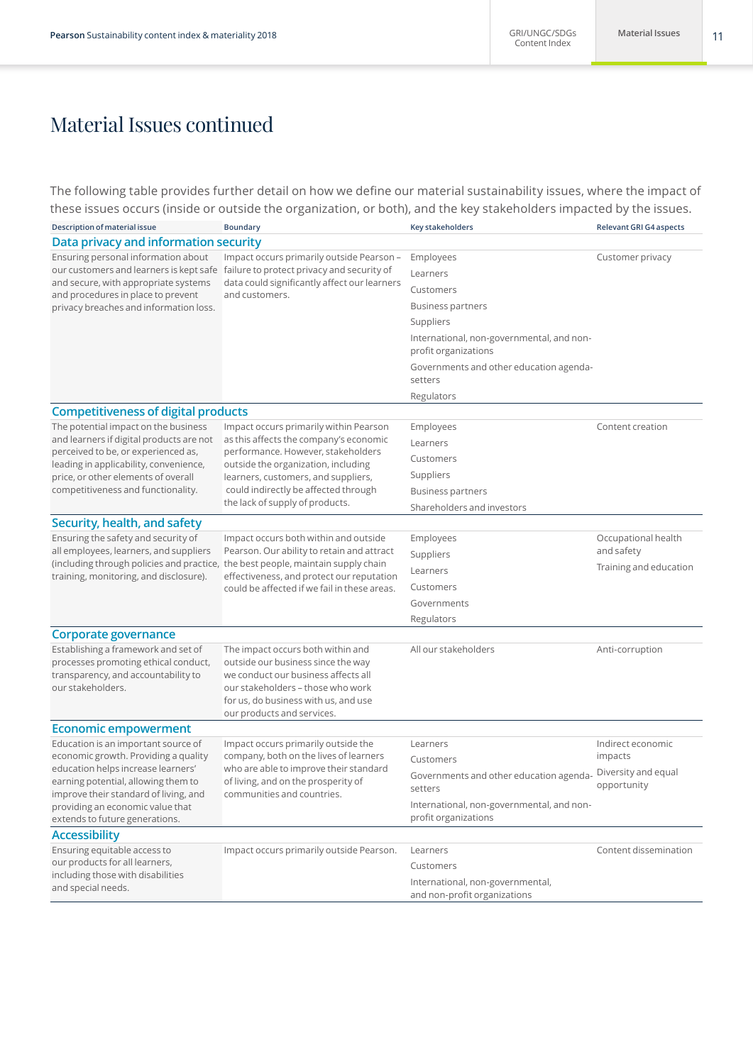# Material Issues continued

The following table provides further detail on how we define our material sustainability issues, where the impact of these issues occurs (inside or outside the organization, or both), and the key stakeholders impacted by the issues.

| Description of material issue | Boundary | Key stakeholders | Relevant GRI G4 aspects |
|---|---|---|---|
| **Data privacy and information security** | | | |
| Ensuring personal information about our customers and learners is kept safe and secure, with appropriate systems and procedures in place to prevent privacy breaches and information loss. | Impact occurs primarily outside Pearson – failure to protect privacy and security of data could significantly affect our learners and customers. | Employees<br>Learners<br>Customers<br>Business partners<br>Suppliers<br>International, non-governmental, and non-profit organizations<br>Governments and other education agenda-setters<br>Regulators | Customer privacy |
| **Competitiveness of digital products** | | | |
| The potential impact on the business and learners if digital products are not perceived to be, or experienced as, leading in applicability, convenience, price, or other elements of overall competitiveness and functionality. | Impact occurs primarily within Pearson as this affects the company's economic performance. However, stakeholders outside the organization, including learners, customers, and suppliers, could indirectly be affected through the lack of supply of products. | Employees<br>Learners<br>Customers<br>Suppliers<br>Business partners<br>Shareholders and investors | Content creation |
| **Security, health, and safety** | | | |
| Ensuring the safety and security of all employees, learners, and suppliers (including through policies and practice, training, monitoring, and disclosure). | Impact occurs both within and outside Pearson. Our ability to retain and attract the best people, maintain supply chain effectiveness, and protect our reputation could be affected if we fail in these areas. | Employees<br>Suppliers<br>Learners<br>Customers<br>Governments<br>Regulators | Occupational health and safety<br>Training and education |
| **Corporate governance** | | | |
| Establishing a framework and set of processes promoting ethical conduct, transparency, and accountability to our stakeholders. | The impact occurs both within and outside our business since the way we conduct our business affects all our stakeholders – those who work for us, do business with us, and use our products and services. | All our stakeholders | Anti-corruption |
| **Economic empowerment** | | | |
| Education is an important source of economic growth. Providing a quality education helps increase learners' earning potential, allowing them to improve their standard of living, and providing an economic value that extends to future generations. | Impact occurs primarily outside the company, both on the lives of learners who are able to improve their standard of living, and on the prosperity of communities and countries. | Learners<br>Customers<br>Governments and other education agenda-setters<br>International, non-governmental, and non-profit organizations | Indirect economic impacts<br>Diversity and equal opportunity |
| **Accessibility** | | | |
| Ensuring equitable access to our products for all learners, including those with disabilities and special needs. | Impact occurs primarily outside Pearson. | Learners<br>Customers<br>International, non-governmental, and non-profit organizations | Content dissemination |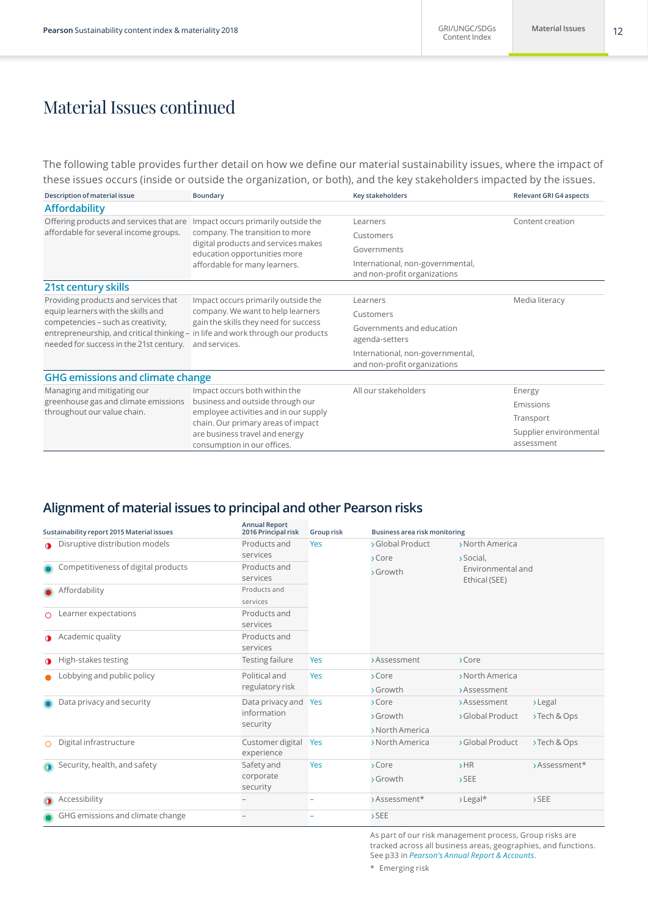# Material Issues continued

The following table provides further detail on how we define our material sustainability issues, where the impact of these issues occurs (inside or outside the organization, or both), and the key stakeholders impacted by the issues.

| Description of material issue | Boundary | Key stakeholders | Relevant GRI G4 aspects |
|---|---|---|---|
| **Affordability** | | | |
| Offering products and services that are affordable for several income groups. | Impact occurs primarily outside the company. The transition to more digital products and services makes education opportunities more affordable for many learners. | Learners<br>Customers<br>Governments<br>International, non-governmental, and non-profit organizations | Content creation |
| **21st century skills** | | | |
| Providing products and services that equip learners with the skills and competencies – such as creativity, entrepreneurship, and critical thinking – needed for success in the 21st century. | Impact occurs primarily outside the company. We want to help learners gain the skills they need for success in life and work through our products and services. | Learners<br>Customers<br>Governments and education agenda-setters<br>International, non-governmental, and non-profit organizations | Media literacy |
| **GHG emissions and climate change** | | | |
| Managing and mitigating our greenhouse gas and climate emissions throughout our value chain. | Impact occurs both within the business and outside through our employee activities and in our supply chain. Our primary areas of impact are business travel and energy consumption in our offices. | All our stakeholders | Energy<br>Emissions<br>Transport<br>Supplier environmental assessment |

## Alignment of material issues to principal and other Pearson risks

| Sustainability report 2015 Material issues | Annual Report 2016 Principal risk | Group risk | Business area risk monitoring | | |
|---|---|---|---|---|---|
| Disruptive distribution models | Products and services | Yes | › Global Product<br>› Core<br>› Growth | › North America<br>› Social, Environmental and Ethical (SEE) | |
| Competitiveness of digital products | Products and services | | | | |
| Affordability | Products and services | | | | |
| Learner expectations | Products and services | | | | |
| Academic quality | Products and services | | | | |
| High-stakes testing | Testing failure | Yes | › Assessment | › Core | |
| Lobbying and public policy | Political and regulatory risk | Yes | › Core<br>› Growth | › North America<br>› Assessment | |
| Data privacy and security | Data privacy and information security | Yes | › Core<br>› Growth<br>› North America | › Assessment<br>› Global Product | › Legal<br>› Tech & Ops |
| Digital infrastructure | Customer digital experience | Yes | › North America | › Global Product | › Tech & Ops |
| Security, health, and safety | Safety and corporate security | Yes | › Core<br>› Growth | › HR<br>› SEE | › Assessment* |
| Accessibility | – | – | › Assessment* | › Legal* | › SEE |
| GHG emissions and climate change | – | – | › SEE | | |

As part of our risk management process, Group risks are tracked across all business areas, geographies, and functions. See p33 in *Pearson's Annual Report & Accounts*.

\* Emerging risk